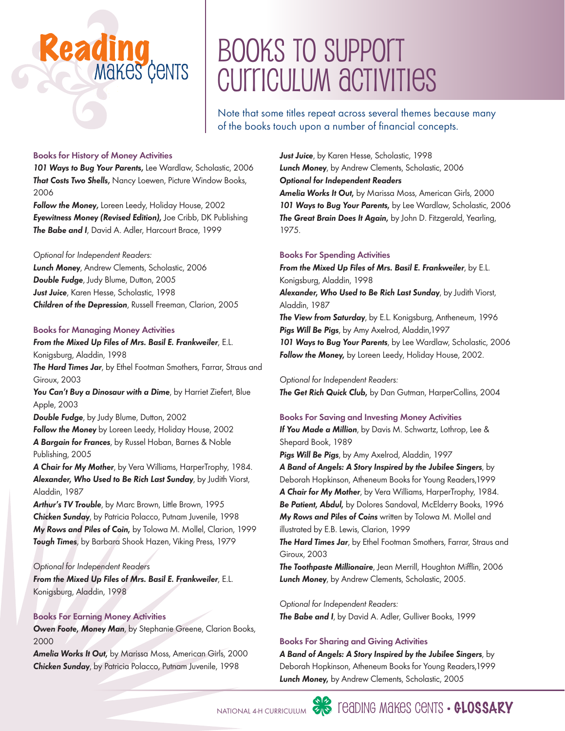# Books to Support Curriculum Activities

Note that some titles repeat across several themes because many of the books touch upon a number of financial concepts.

### Books for History of Money Activities

***101 Ways to Bug Your Parents,*** Lee Wardlaw, Scholastic, 2006
***That Costs Two Shells,*** Nancy Loewen, Picture Window Books, 2006
***Follow the Money,*** Loreen Leedy, Holiday House, 2002
***Eyewitness Money (Revised Edition),*** Joe Cribb, DK Publishing
***The Babe and I***, David A. Adler, Harcourt Brace, 1999

*Optional for Independent Readers:*
***Lunch Money***, Andrew Clements, Scholastic, 2006
***Double Fudge***, Judy Blume, Dutton, 2005
***Just Juice***, Karen Hesse, Scholastic, 1998
***Children of the Depression***, Russell Freeman, Clarion, 2005

### Books for Managing Money Activities

***From the Mixed Up Files of Mrs. Basil E. Frankweiler***, E.L. Konigsburg, Aladdin, 1998
***The Hard Times Jar***, by Ethel Footman Smothers, Farrar, Straus and Giroux, 2003
***You Can't Buy a Dinosaur with a Dime***, by Harriet Ziefert, Blue Apple, 2003
***Double Fudge***, by Judy Blume, Dutton, 2002
***Follow the Money*** by Loreen Leedy, Holiday House, 2002
***A Bargain for Frances***, by Russel Hoban, Barnes & Noble Publishing, 2005
***A Chair for My Mother***, by Vera Williams, HarperTrophy, 1984.
***Alexander, Who Used to Be Rich Last Sunday***, by Judith Viorst, Aladdin, 1987
***Arthur's TV Trouble***, by Marc Brown, Little Brown, 1995
***Chicken Sunday***, by Patricia Polacco, Putnam Juvenile, 1998
***My Rows and Piles of Coin,*** by Tolowa M. Mollel, Clarion, 1999
***Tough Times***, by Barbara Shook Hazen, Viking Press, 1979

*Optional for Independent Readers*
***From the Mixed Up Files of Mrs. Basil E. Frankweiler***, E.L. Konigsburg, Aladdin, 1998

### Books For Earning Money Activities

***Owen Foote, Money Man***, by Stephanie Greene, Clarion Books, 2000
***Amelia Works It Out,*** by Marissa Moss, American Girls, 2000
***Chicken Sunday***, by Patricia Polacco, Putnam Juvenile, 1998
***Just Juice***, by Karen Hesse, Scholastic, 1998
***Lunch Money***, by Andrew Clements, Scholastic, 2006

***Optional for Independent Readers***
***Amelia Works It Out,*** by Marissa Moss, American Girls, 2000
***101 Ways to Bug Your Parents,*** by Lee Wardlaw, Scholastic, 2006
***The Great Brain Does It Again,*** by John D. Fitzgerald, Yearling, 1975.

### Books For Spending Activities

***From the Mixed Up Files of Mrs. Basil E. Frankweiler***, by E.L. Konigsburg, Aladdin, 1998
***Alexander, Who Used to Be Rich Last Sunday***, by Judith Viorst, Aladdin, 1987
***The View from Saturday***, by E.L. Konigsburg, Antheneum, 1996
***Pigs Will Be Pigs***, by Amy Axelrod, Aladdin,1997
***101 Ways to Bug Your Parents***, by Lee Wardlaw, Scholastic, 2006
***Follow the Money,*** by Loreen Leedy, Holiday House, 2002.

*Optional for Independent Readers:*
***The Get Rich Quick Club,*** by Dan Gutman, HarperCollins, 2004

### Books For Saving and Investing Money Activities

***If You Made a Million***, by Davis M. Schwartz, Lothrop, Lee & Shepard Book, 1989
***Pigs Will Be Pigs***, by Amy Axelrod, Aladdin, 1997
***A Band of Angels: A Story Inspired by the Jubilee Singers***, by Deborah Hopkinson, Atheneum Books for Young Readers,1999
***A Chair for My Mother***, by Vera Williams, HarperTrophy, 1984.
***Be Patient, Abdul,*** by Dolores Sandoval, McElderry Books, 1996
***My Rows and Piles of Coins*** written by Tolowa M. Mollel and illustrated by E.B. Lewis, Clarion, 1999
***The Hard Times Jar***, by Ethel Footman Smothers, Farrar, Straus and Giroux, 2003
***The Toothpaste Millionaire***, Jean Merrill, Houghton Mifflin, 2006
***Lunch Money***, by Andrew Clements, Scholastic, 2005.

*Optional for Independent Readers:*
***The Babe and I***, by David A. Adler, Gulliver Books, 1999

### Books For Sharing and Giving Activities

***A Band of Angels: A Story Inspired by the Jubilee Singers***, by Deborah Hopkinson, Atheneum Books for Young Readers,1999
***Lunch Money,*** by Andrew Clements, Scholastic, 2005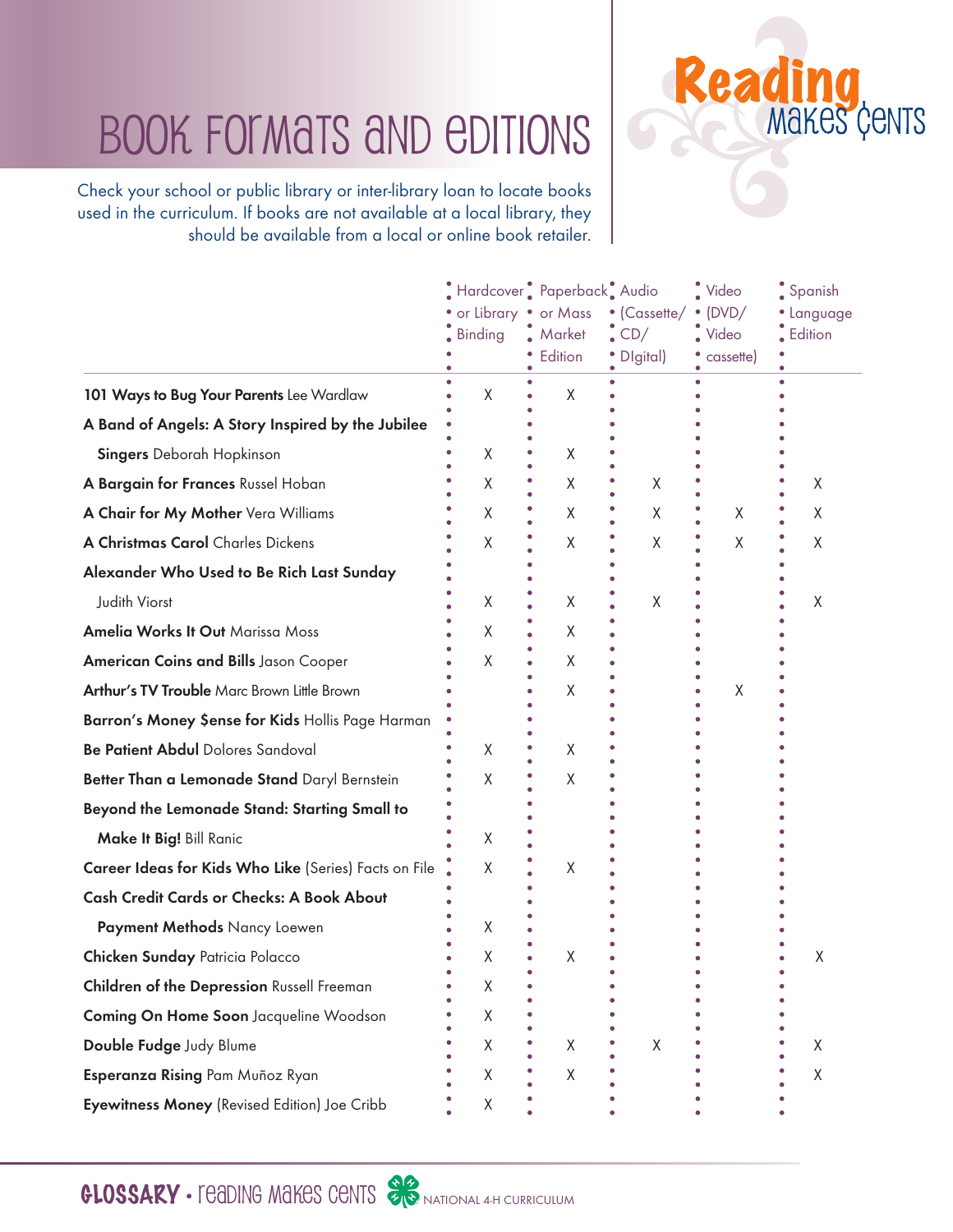# Book Formats and Editions

Check your school or public library or inter-library loan to locate books used in the curriculum. If books are not available at a local library, they should be available from a local or online book retailer.

| | Hardcover or Library Binding | Paperback or Mass Market Edition | Audio (Cassette/ CD/ DIgital) | Video (DVD/ Video cassette) | Spanish Language Edition |
|---|---|---|---|---|---|
| **101 Ways to Bug Your Parents** Lee Wardlaw | X | X | | | |
| **A Band of Angels: A Story Inspired by the Jubilee Singers** Deborah Hopkinson | X | X | | | |
| **A Bargain for Frances** Russel Hoban | X | X | X | | X |
| **A Chair for My Mother** Vera Williams | X | X | X | X | X |
| **A Christmas Carol** Charles Dickens | X | X | X | X | X |
| **Alexander Who Used to Be Rich Last Sunday** Judith Viorst | X | X | X | | X |
| **Amelia Works It Out** Marissa Moss | X | X | | | |
| **American Coins and Bills** Jason Cooper | X | X | | | |
| **Arthur's TV Trouble** Marc Brown Little Brown | | X | | X | |
| **Barron's Money $ense for Kids** Hollis Page Harman | | | | | |
| **Be Patient Abdul** Dolores Sandoval | X | X | | | |
| **Better Than a Lemonade Stand** Daryl Bernstein | X | X | | | |
| **Beyond the Lemonade Stand: Starting Small to Make It Big!** Bill Ranic | X | | | | |
| **Career Ideas for Kids Who Like** (Series) Facts on File | X | X | | | |
| **Cash Credit Cards or Checks: A Book About Payment Methods** Nancy Loewen | X | | | | |
| **Chicken Sunday** Patricia Polacco | X | X | | | X |
| **Children of the Depression** Russell Freeman | X | | | | |
| **Coming On Home Soon** Jacqueline Woodson | X | | | | |
| **Double Fudge** Judy Blume | X | X | X | | X |
| **Esperanza Rising** Pam Muñoz Ryan | X | X | | | X |
| **Eyewitness Money** (Revised Edition) Joe Cribb | X | | | | |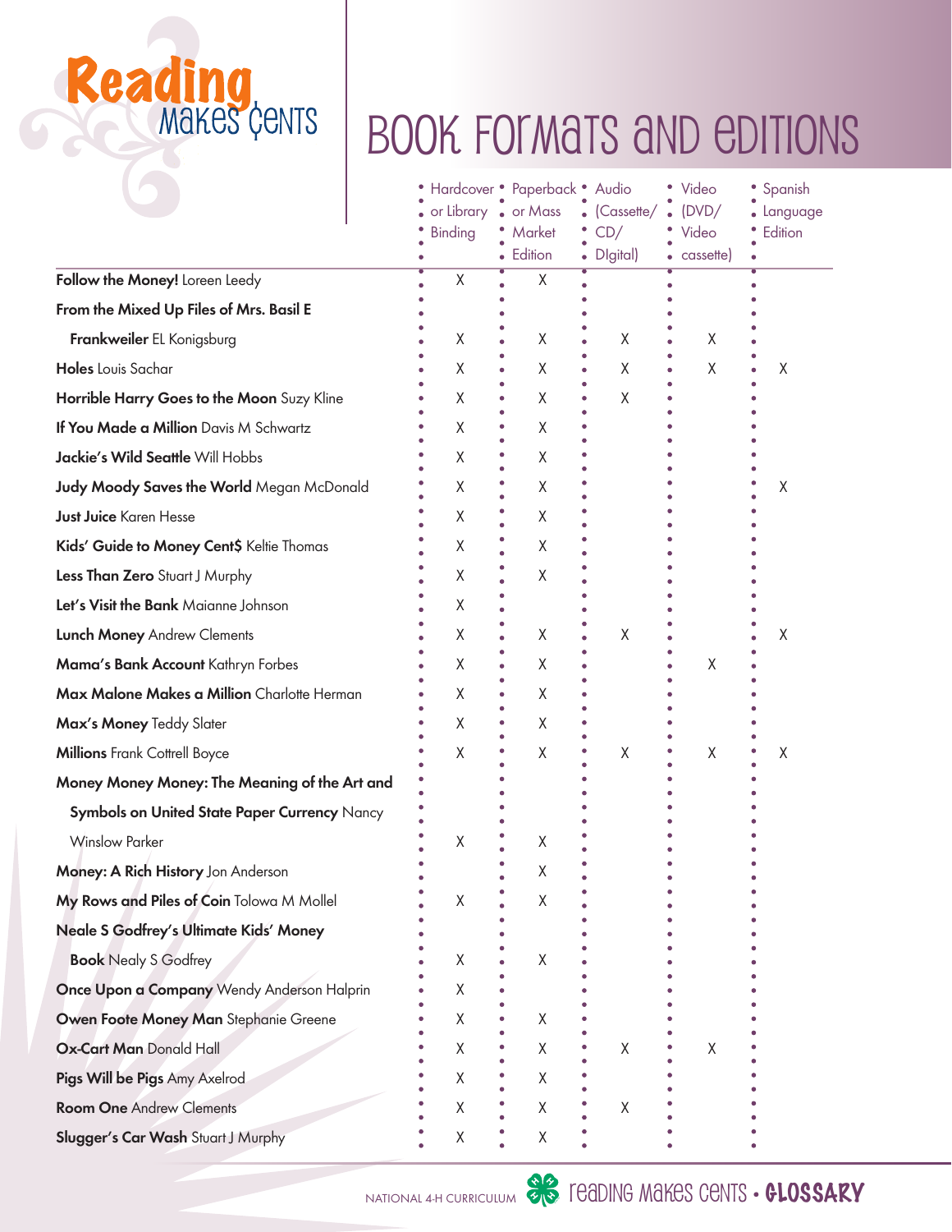# BOOK FORMATS AND EDITIONS

| | Hardcover or Library Binding | Paperback or Mass Market Edition | Audio (Cassette/ CD/ DIgital) | Video (DVD/ Video cassette) | Spanish Language Edition |
|---|---|---|---|---|---|
| **Follow the Money!** Loreen Leedy | X | X | | | |
| **From the Mixed Up Files of Mrs. Basil E Frankweiler** EL Konigsburg | X | X | X | X | |
| **Holes** Louis Sachar | X | X | X | X | X |
| **Horrible Harry Goes to the Moon** Suzy Kline | X | X | X | | |
| **If You Made a Million** Davis M Schwartz | X | X | | | |
| **Jackie's Wild Seattle** Will Hobbs | X | X | | | |
| **Judy Moody Saves the World** Megan McDonald | X | X | | | X |
| **Just Juice** Karen Hesse | X | X | | | |
| **Kids' Guide to Money Cent$** Keltie Thomas | X | X | | | |
| **Less Than Zero** Stuart J Murphy | X | X | | | |
| **Let's Visit the Bank** Maianne Johnson | X | | | | |
| **Lunch Money** Andrew Clements | X | X | X | | X |
| **Mama's Bank Account** Kathryn Forbes | X | X | | X | |
| **Max Malone Makes a Million** Charlotte Herman | X | X | | | |
| **Max's Money** Teddy Slater | X | X | | | |
| **Millions** Frank Cottrell Boyce | X | X | X | X | X |
| **Money Money Money: The Meaning of the Art and Symbols on United State Paper Currency** Nancy Winslow Parker | X | X | | | |
| **Money: A Rich History** Jon Anderson | | X | | | |
| **My Rows and Piles of Coin** Tolowa M Mollel | X | X | | | |
| **Neale S Godfrey's Ultimate Kids' Money Book** Nealy S Godfrey | X | X | | | |
| **Once Upon a Company** Wendy Anderson Halprin | X | | | | |
| **Owen Foote Money Man** Stephanie Greene | X | X | | | |
| **Ox-Cart Man** Donald Hall | X | X | X | X | |
| **Pigs Will be Pigs** Amy Axelrod | X | X | | | |
| **Room One** Andrew Clements | X | X | X | | |
| **Slugger's Car Wash** Stuart J Murphy | X | X | | | |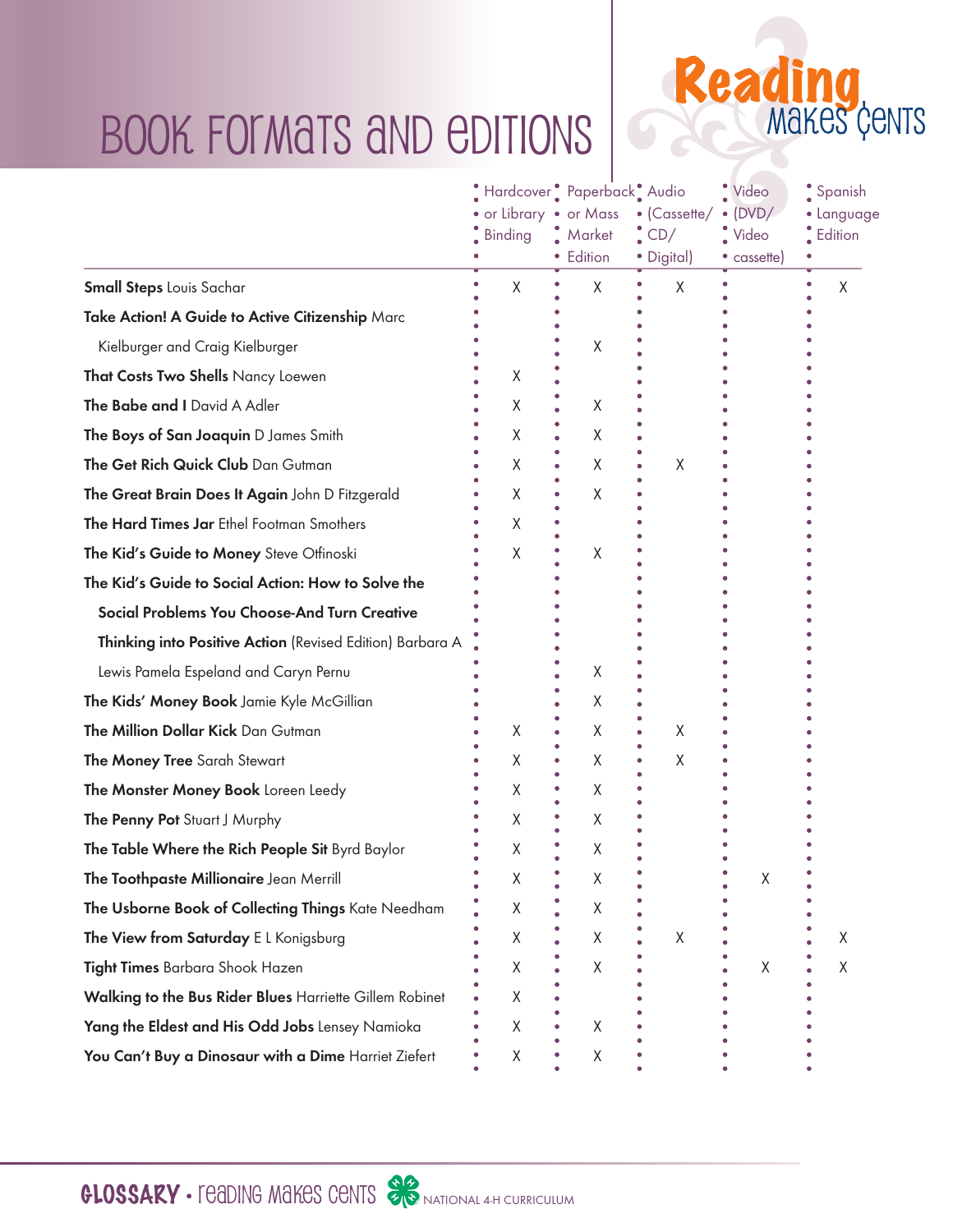# Book Formats and Editions

| | Hardcover or Library Binding | Paperback or Mass Market Edition | Audio (Cassette/ CD/ Digital) | Video (DVD/ Video cassette) | Spanish Language Edition |
|---|---|---|---|---|---|
| **Small Steps** Louis Sachar | X | X | X | | X |
| **Take Action! A Guide to Active Citizenship** Marc Kielburger and Craig Kielburger | | X | | | |
| **That Costs Two Shells** Nancy Loewen | X | | | | |
| **The Babe and I** David A Adler | X | X | | | |
| **The Boys of San Joaquin** D James Smith | X | X | | | |
| **The Get Rich Quick Club** Dan Gutman | X | X | X | | |
| **The Great Brain Does It Again** John D Fitzgerald | X | X | | | |
| **The Hard Times Jar** Ethel Footman Smothers | X | | | | |
| **The Kid's Guide to Money** Steve Otfinoski | X | X | | | |
| **The Kid's Guide to Social Action: How to Solve the Social Problems You Choose-And Turn Creative Thinking into Positive Action** (Revised Edition) Barbara A Lewis Pamela Espeland and Caryn Pernu | | X | | | |
| **The Kids' Money Book** Jamie Kyle McGillian | | X | | | |
| **The Million Dollar Kick** Dan Gutman | X | X | X | | |
| **The Money Tree** Sarah Stewart | X | X | X | | |
| **The Monster Money Book** Loreen Leedy | X | X | | | |
| **The Penny Pot** Stuart J Murphy | X | X | | | |
| **The Table Where the Rich People Sit** Byrd Baylor | X | X | | | |
| **The Toothpaste Millionaire** Jean Merrill | X | X | | X | |
| **The Usborne Book of Collecting Things** Kate Needham | X | X | | | |
| **The View from Saturday** E L Konigsburg | X | X | X | | X |
| **Tight Times** Barbara Shook Hazen | X | X | | X | X |
| **Walking to the Bus Rider Blues** Harriette Gillem Robinet | X | | | | |
| **Yang the Eldest and His Odd Jobs** Lensey Namioka | X | X | | | |
| **You Can't Buy a Dinosaur with a Dime** Harriet Ziefert | X | X | | | |